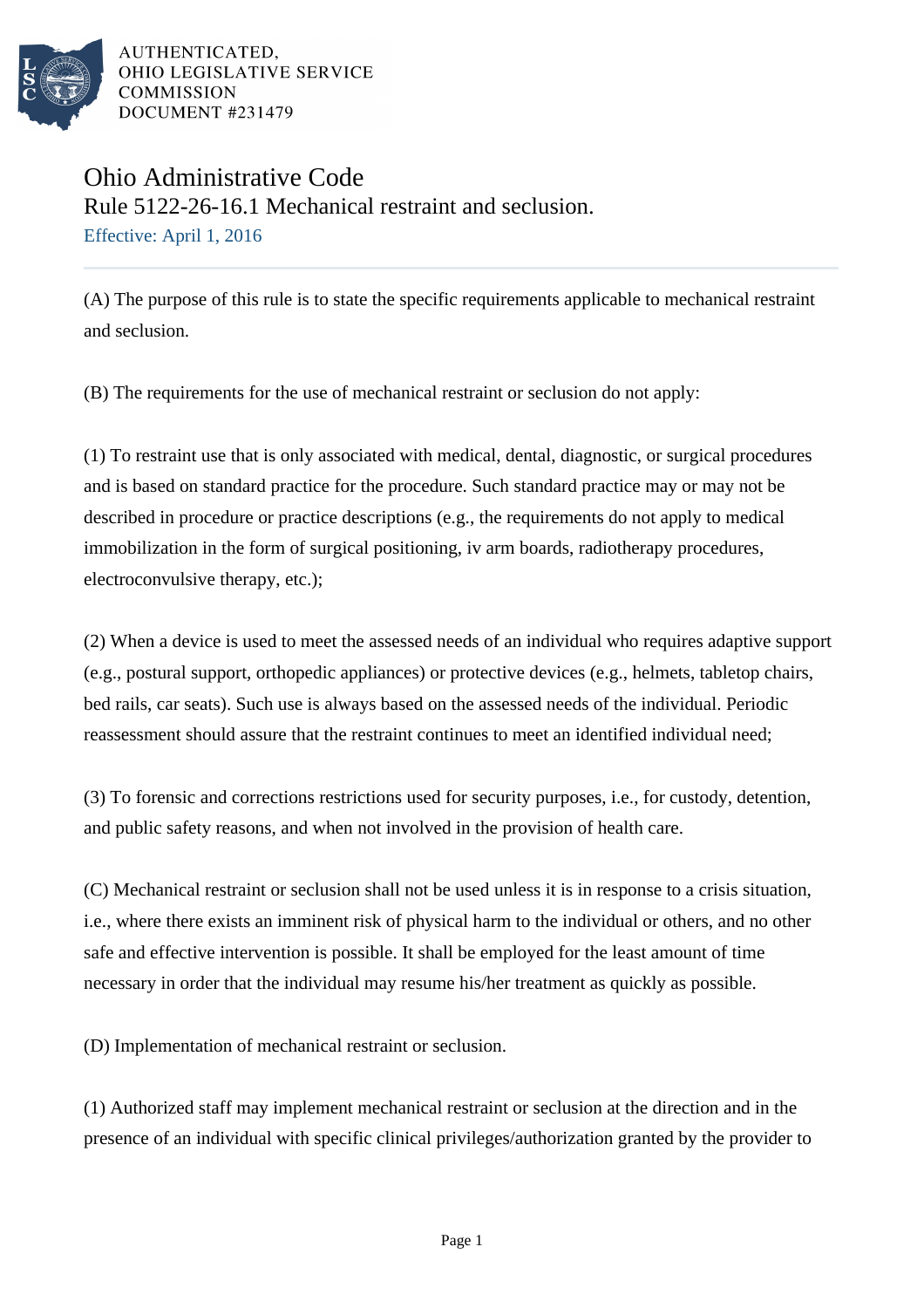AUTHENTICATED,
OHIO LEGISLATIVE SERVICE
COMMISSION
DOCUMENT #231479

# Ohio Administrative Code

## Rule 5122-26-16.1 Mechanical restraint and seclusion.

Effective: April 1, 2016

(A) The purpose of this rule is to state the specific requirements applicable to mechanical restraint and seclusion.

(B) The requirements for the use of mechanical restraint or seclusion do not apply:

(1) To restraint use that is only associated with medical, dental, diagnostic, or surgical procedures and is based on standard practice for the procedure. Such standard practice may or may not be described in procedure or practice descriptions (e.g., the requirements do not apply to medical immobilization in the form of surgical positioning, iv arm boards, radiotherapy procedures, electroconvulsive therapy, etc.);

(2) When a device is used to meet the assessed needs of an individual who requires adaptive support (e.g., postural support, orthopedic appliances) or protective devices (e.g., helmets, tabletop chairs, bed rails, car seats). Such use is always based on the assessed needs of the individual. Periodic reassessment should assure that the restraint continues to meet an identified individual need;

(3) To forensic and corrections restrictions used for security purposes, i.e., for custody, detention, and public safety reasons, and when not involved in the provision of health care.

(C) Mechanical restraint or seclusion shall not be used unless it is in response to a crisis situation, i.e., where there exists an imminent risk of physical harm to the individual or others, and no other safe and effective intervention is possible. It shall be employed for the least amount of time necessary in order that the individual may resume his/her treatment as quickly as possible.

(D) Implementation of mechanical restraint or seclusion.

(1) Authorized staff may implement mechanical restraint or seclusion at the direction and in the presence of an individual with specific clinical privileges/authorization granted by the provider to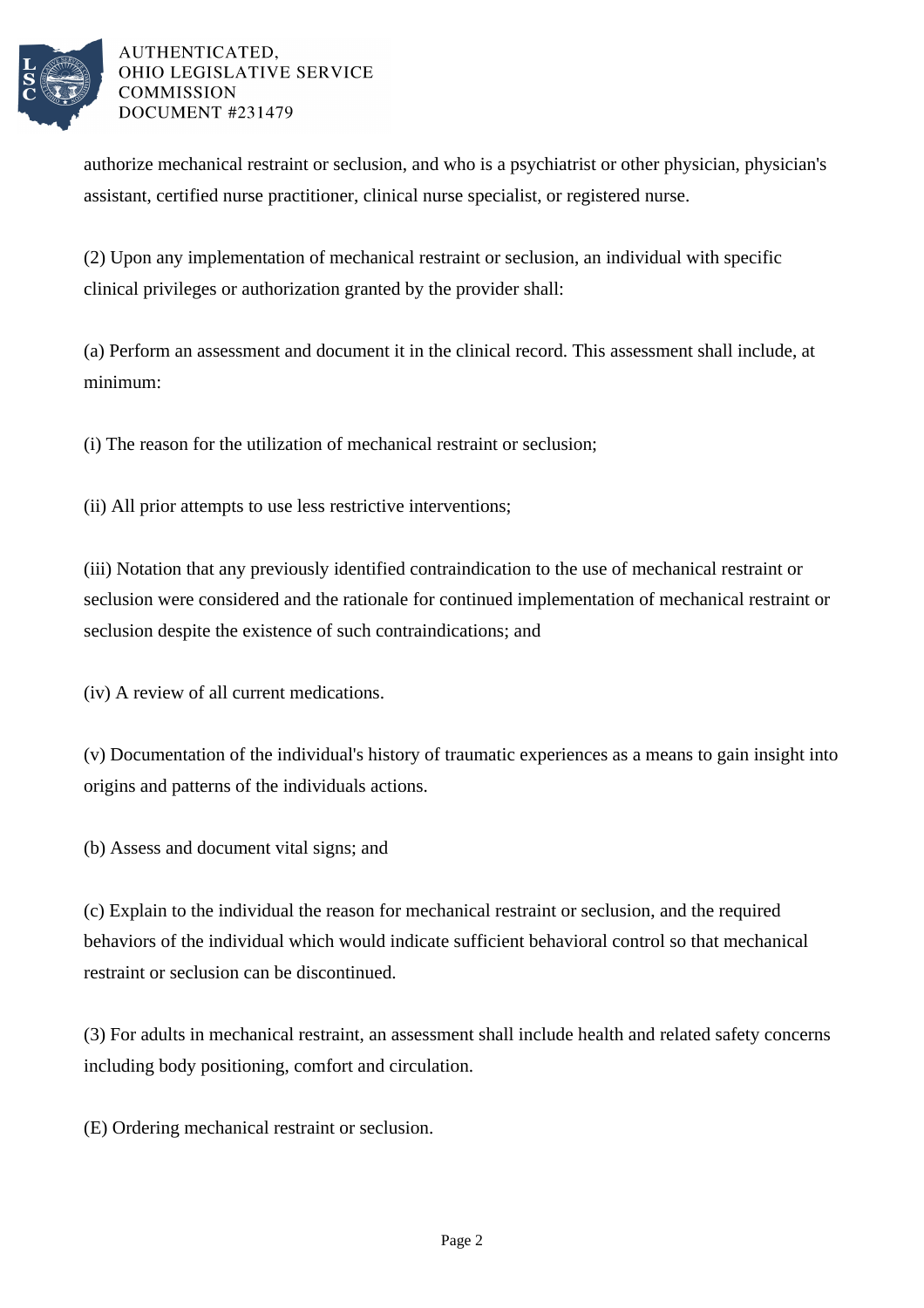authorize mechanical restraint or seclusion, and who is a psychiatrist or other physician, physician's assistant, certified nurse practitioner, clinical nurse specialist, or registered nurse.

(2) Upon any implementation of mechanical restraint or seclusion, an individual with specific clinical privileges or authorization granted by the provider shall:

(a) Perform an assessment and document it in the clinical record. This assessment shall include, at minimum:

(i) The reason for the utilization of mechanical restraint or seclusion;

(ii) All prior attempts to use less restrictive interventions;

(iii) Notation that any previously identified contraindication to the use of mechanical restraint or seclusion were considered and the rationale for continued implementation of mechanical restraint or seclusion despite the existence of such contraindications; and

(iv) A review of all current medications.

(v) Documentation of the individual's history of traumatic experiences as a means to gain insight into origins and patterns of the individuals actions.

(b) Assess and document vital signs; and

(c) Explain to the individual the reason for mechanical restraint or seclusion, and the required behaviors of the individual which would indicate sufficient behavioral control so that mechanical restraint or seclusion can be discontinued.

(3) For adults in mechanical restraint, an assessment shall include health and related safety concerns including body positioning, comfort and circulation.

(E) Ordering mechanical restraint or seclusion.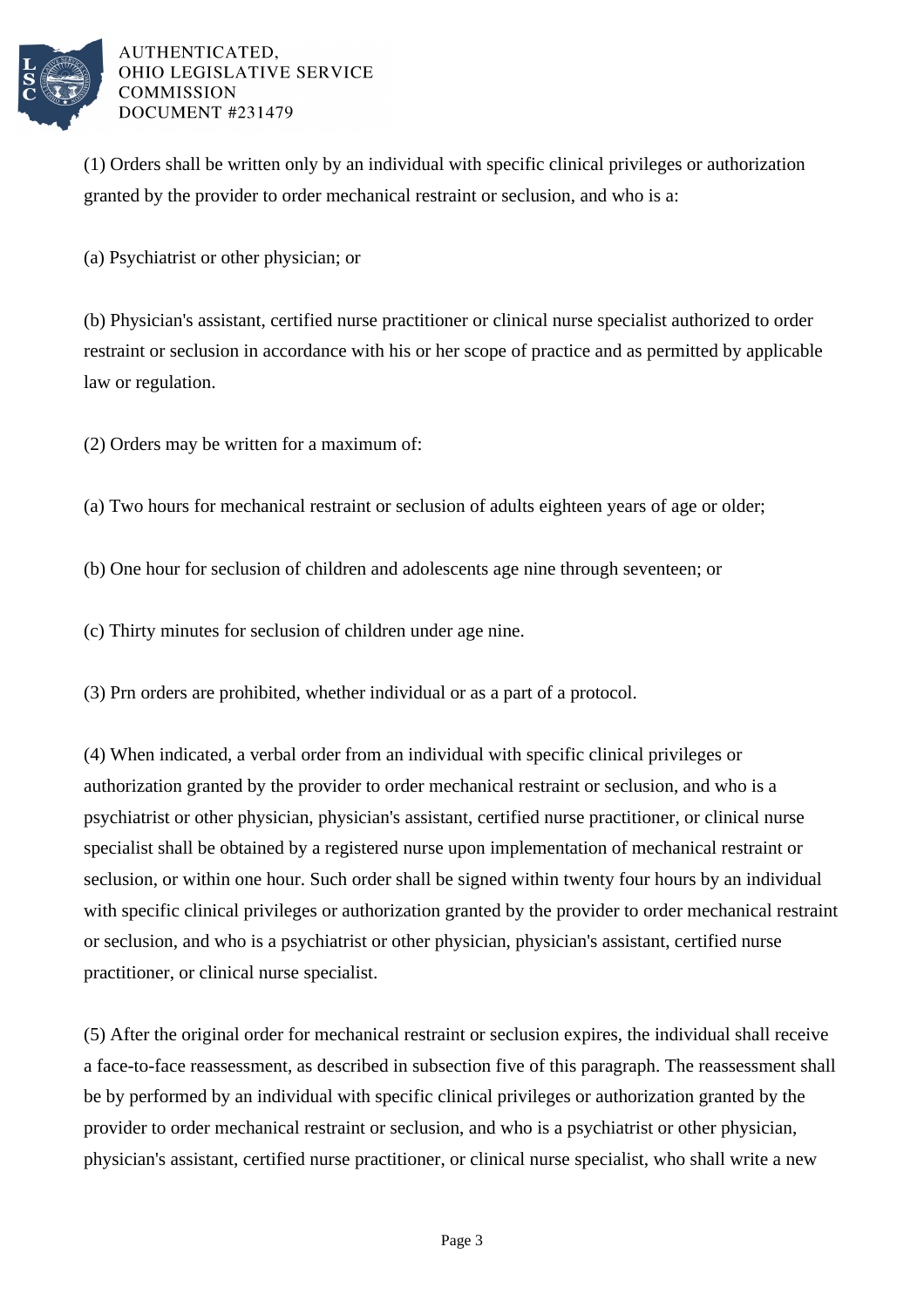(1) Orders shall be written only by an individual with specific clinical privileges or authorization granted by the provider to order mechanical restraint or seclusion, and who is a:

(a) Psychiatrist or other physician; or

(b) Physician's assistant, certified nurse practitioner or clinical nurse specialist authorized to order restraint or seclusion in accordance with his or her scope of practice and as permitted by applicable law or regulation.

(2) Orders may be written for a maximum of:

(a) Two hours for mechanical restraint or seclusion of adults eighteen years of age or older;

(b) One hour for seclusion of children and adolescents age nine through seventeen; or

(c) Thirty minutes for seclusion of children under age nine.

(3) Prn orders are prohibited, whether individual or as a part of a protocol.

(4) When indicated, a verbal order from an individual with specific clinical privileges or authorization granted by the provider to order mechanical restraint or seclusion, and who is a psychiatrist or other physician, physician's assistant, certified nurse practitioner, or clinical nurse specialist shall be obtained by a registered nurse upon implementation of mechanical restraint or seclusion, or within one hour. Such order shall be signed within twenty four hours by an individual with specific clinical privileges or authorization granted by the provider to order mechanical restraint or seclusion, and who is a psychiatrist or other physician, physician's assistant, certified nurse practitioner, or clinical nurse specialist.

(5) After the original order for mechanical restraint or seclusion expires, the individual shall receive a face-to-face reassessment, as described in subsection five of this paragraph. The reassessment shall be by performed by an individual with specific clinical privileges or authorization granted by the provider to order mechanical restraint or seclusion, and who is a psychiatrist or other physician, physician's assistant, certified nurse practitioner, or clinical nurse specialist, who shall write a new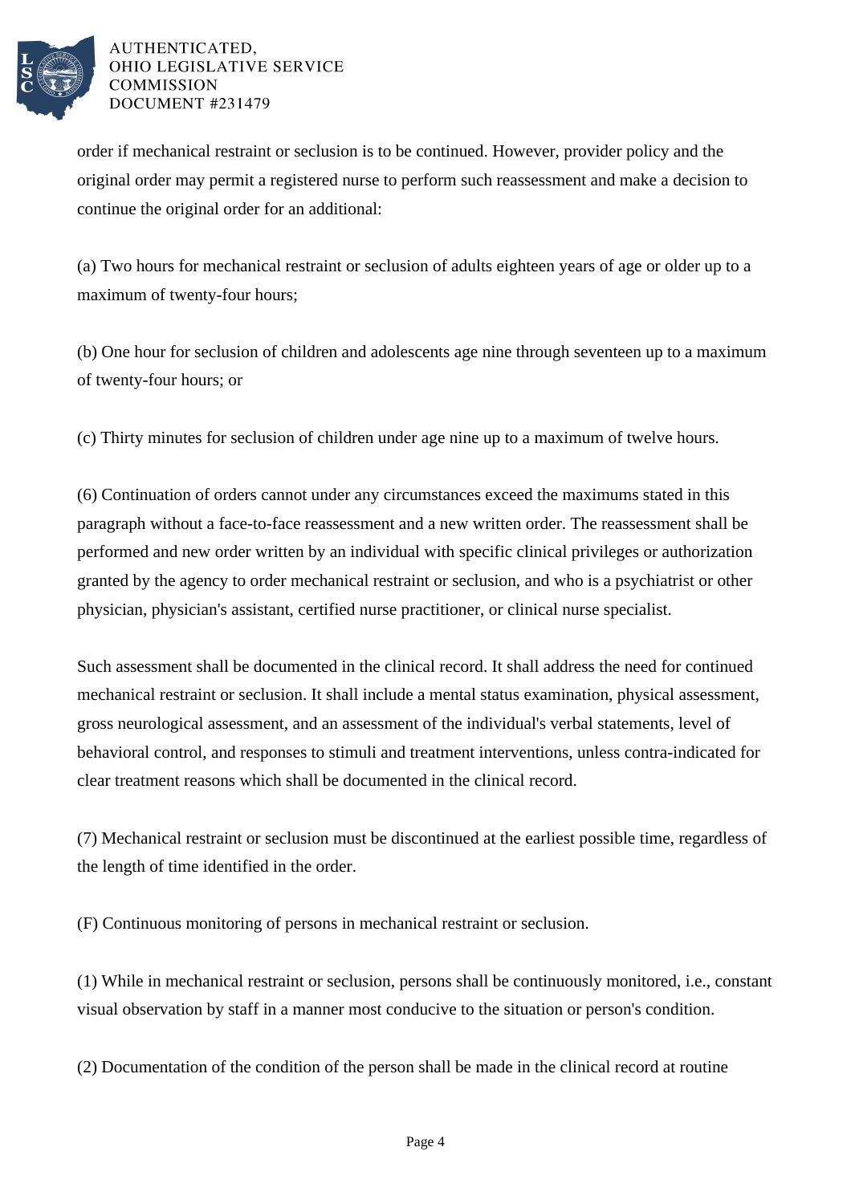order if mechanical restraint or seclusion is to be continued. However, provider policy and the original order may permit a registered nurse to perform such reassessment and make a decision to continue the original order for an additional:

(a) Two hours for mechanical restraint or seclusion of adults eighteen years of age or older up to a maximum of twenty-four hours;

(b) One hour for seclusion of children and adolescents age nine through seventeen up to a maximum of twenty-four hours; or

(c) Thirty minutes for seclusion of children under age nine up to a maximum of twelve hours.

(6) Continuation of orders cannot under any circumstances exceed the maximums stated in this paragraph without a face-to-face reassessment and a new written order. The reassessment shall be performed and new order written by an individual with specific clinical privileges or authorization granted by the agency to order mechanical restraint or seclusion, and who is a psychiatrist or other physician, physician's assistant, certified nurse practitioner, or clinical nurse specialist.

Such assessment shall be documented in the clinical record. It shall address the need for continued mechanical restraint or seclusion. It shall include a mental status examination, physical assessment, gross neurological assessment, and an assessment of the individual's verbal statements, level of behavioral control, and responses to stimuli and treatment interventions, unless contra-indicated for clear treatment reasons which shall be documented in the clinical record.

(7) Mechanical restraint or seclusion must be discontinued at the earliest possible time, regardless of the length of time identified in the order.

(F) Continuous monitoring of persons in mechanical restraint or seclusion.

(1) While in mechanical restraint or seclusion, persons shall be continuously monitored, i.e., constant visual observation by staff in a manner most conducive to the situation or person's condition.

(2) Documentation of the condition of the person shall be made in the clinical record at routine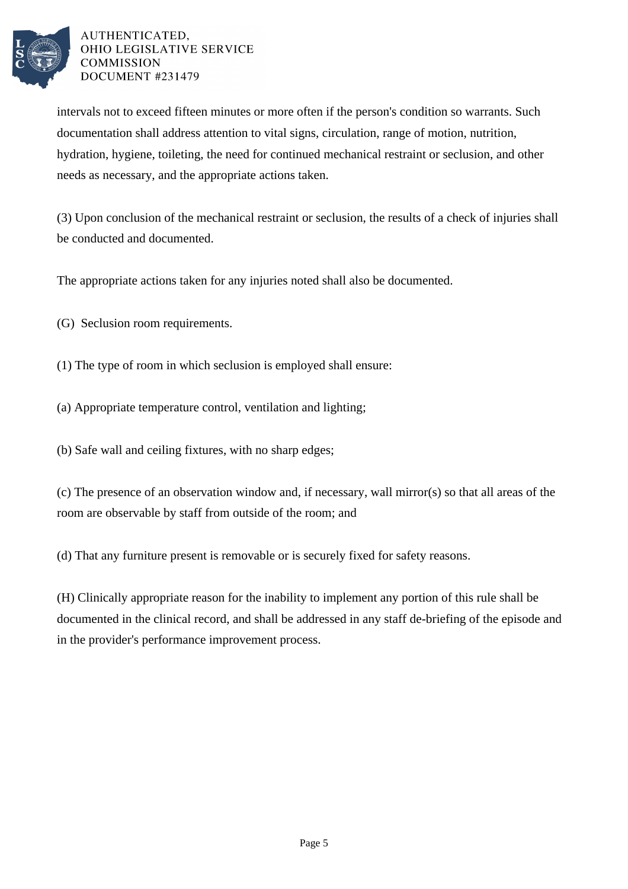intervals not to exceed fifteen minutes or more often if the person's condition so warrants. Such documentation shall address attention to vital signs, circulation, range of motion, nutrition, hydration, hygiene, toileting, the need for continued mechanical restraint or seclusion, and other needs as necessary, and the appropriate actions taken.

(3) Upon conclusion of the mechanical restraint or seclusion, the results of a check of injuries shall be conducted and documented.

The appropriate actions taken for any injuries noted shall also be documented.

(G) Seclusion room requirements.

(1) The type of room in which seclusion is employed shall ensure:

(a) Appropriate temperature control, ventilation and lighting;

(b) Safe wall and ceiling fixtures, with no sharp edges;

(c) The presence of an observation window and, if necessary, wall mirror(s) so that all areas of the room are observable by staff from outside of the room; and

(d) That any furniture present is removable or is securely fixed for safety reasons.

(H) Clinically appropriate reason for the inability to implement any portion of this rule shall be documented in the clinical record, and shall be addressed in any staff de-briefing of the episode and in the provider's performance improvement process.